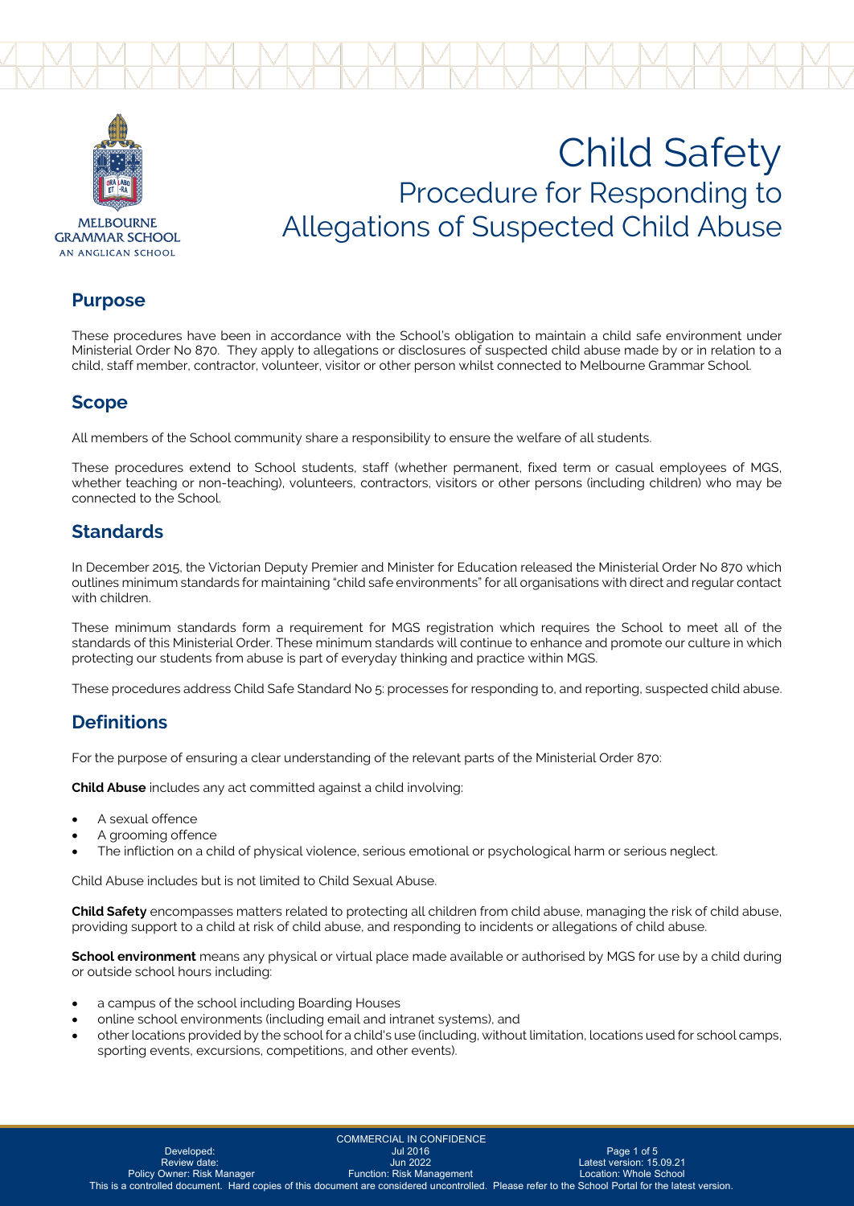# Child Safety

## Procedure for Responding to Allegations of Suspected Child Abuse

## Purpose

These procedures have been in accordance with the School's obligation to maintain a child safe environment under Ministerial Order No 870. They apply to allegations or disclosures of suspected child abuse made by or in relation to a child, staff member, contractor, volunteer, visitor or other person whilst connected to Melbourne Grammar School.

## Scope

All members of the School community share a responsibility to ensure the welfare of all students.

These procedures extend to School students, staff (whether permanent, fixed term or casual employees of MGS, whether teaching or non-teaching), volunteers, contractors, visitors or other persons (including children) who may be connected to the School.

## Standards

In December 2015, the Victorian Deputy Premier and Minister for Education released the Ministerial Order No 870 which outlines minimum standards for maintaining "child safe environments" for all organisations with direct and regular contact with children.

These minimum standards form a requirement for MGS registration which requires the School to meet all of the standards of this Ministerial Order. These minimum standards will continue to enhance and promote our culture in which protecting our students from abuse is part of everyday thinking and practice within MGS.

These procedures address Child Safe Standard No 5: processes for responding to, and reporting, suspected child abuse.

## Definitions

For the purpose of ensuring a clear understanding of the relevant parts of the Ministerial Order 870:

**Child Abuse** includes any act committed against a child involving:

- A sexual offence
- A grooming offence
- The infliction on a child of physical violence, serious emotional or psychological harm or serious neglect.

Child Abuse includes but is not limited to Child Sexual Abuse.

**Child Safety** encompasses matters related to protecting all children from child abuse, managing the risk of child abuse, providing support to a child at risk of child abuse, and responding to incidents or allegations of child abuse.

**School environment** means any physical or virtual place made available or authorised by MGS for use by a child during or outside school hours including:

- a campus of the school including Boarding Houses
- online school environments (including email and intranet systems), and
- other locations provided by the school for a child's use (including, without limitation, locations used for school camps, sporting events, excursions, competitions, and other events).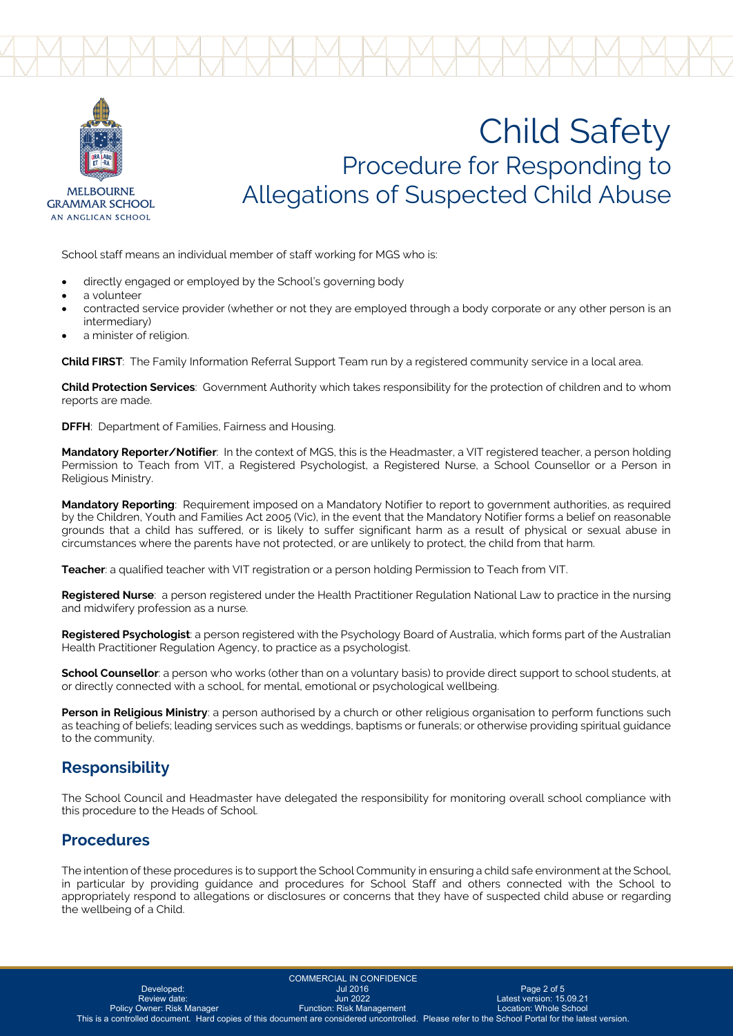School staff means an individual member of staff working for MGS who is:

- directly engaged or employed by the School's governing body
- a volunteer
- contracted service provider (whether or not they are employed through a body corporate or any other person is an intermediary)
- a minister of religion.

**Child FIRST**: The Family Information Referral Support Team run by a registered community service in a local area.

**Child Protection Services**: Government Authority which takes responsibility for the protection of children and to whom reports are made.

**DFFH**: Department of Families, Fairness and Housing.

**Mandatory Reporter/Notifier**: In the context of MGS, this is the Headmaster, a VIT registered teacher, a person holding Permission to Teach from VIT, a Registered Psychologist, a Registered Nurse, a School Counsellor or a Person in Religious Ministry.

**Mandatory Reporting**: Requirement imposed on a Mandatory Notifier to report to government authorities, as required by the Children, Youth and Families Act 2005 (Vic), in the event that the Mandatory Notifier forms a belief on reasonable grounds that a child has suffered, or is likely to suffer significant harm as a result of physical or sexual abuse in circumstances where the parents have not protected, or are unlikely to protect, the child from that harm.

**Teacher**: a qualified teacher with VIT registration or a person holding Permission to Teach from VIT.

**Registered Nurse**: a person registered under the Health Practitioner Regulation National Law to practice in the nursing and midwifery profession as a nurse.

**Registered Psychologist**: a person registered with the Psychology Board of Australia, which forms part of the Australian Health Practitioner Regulation Agency, to practice as a psychologist.

**School Counsellor**: a person who works (other than on a voluntary basis) to provide direct support to school students, at or directly connected with a school, for mental, emotional or psychological wellbeing.

**Person in Religious Ministry**: a person authorised by a church or other religious organisation to perform functions such as teaching of beliefs; leading services such as weddings, baptisms or funerals; or otherwise providing spiritual guidance to the community.

## Responsibility

The School Council and Headmaster have delegated the responsibility for monitoring overall school compliance with this procedure to the Heads of School.

## Procedures

The intention of these procedures is to support the School Community in ensuring a child safe environment at the School, in particular by providing guidance and procedures for School Staff and others connected with the School to appropriately respond to allegations or disclosures or concerns that they have of suspected child abuse or regarding the wellbeing of a Child.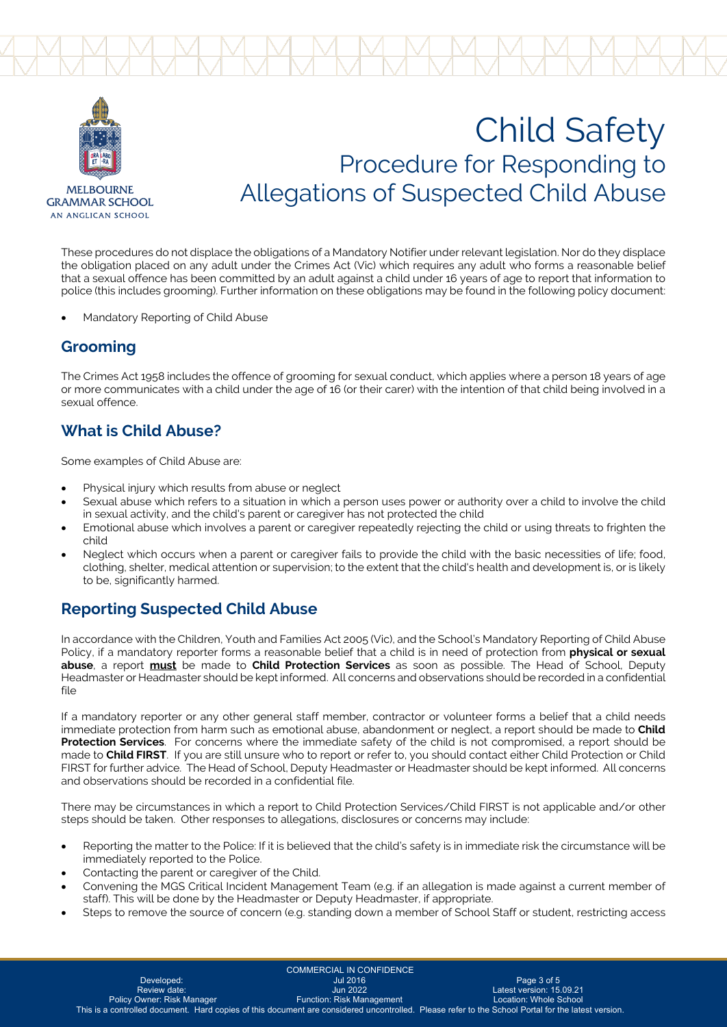# Child Safety

## Procedure for Responding to Allegations of Suspected Child Abuse

These procedures do not displace the obligations of a Mandatory Notifier under relevant legislation. Nor do they displace the obligation placed on any adult under the Crimes Act (Vic) which requires any adult who forms a reasonable belief that a sexual offence has been committed by an adult against a child under 16 years of age to report that information to police (this includes grooming). Further information on these obligations may be found in the following policy document:

- Mandatory Reporting of Child Abuse

## Grooming

The Crimes Act 1958 includes the offence of grooming for sexual conduct, which applies where a person 18 years of age or more communicates with a child under the age of 16 (or their carer) with the intention of that child being involved in a sexual offence.

## What is Child Abuse?

Some examples of Child Abuse are:

- Physical injury which results from abuse or neglect
- Sexual abuse which refers to a situation in which a person uses power or authority over a child to involve the child in sexual activity, and the child's parent or caregiver has not protected the child
- Emotional abuse which involves a parent or caregiver repeatedly rejecting the child or using threats to frighten the child
- Neglect which occurs when a parent or caregiver fails to provide the child with the basic necessities of life; food, clothing, shelter, medical attention or supervision; to the extent that the child's health and development is, or is likely to be, significantly harmed.

## Reporting Suspected Child Abuse

In accordance with the Children, Youth and Families Act 2005 (Vic), and the School's Mandatory Reporting of Child Abuse Policy, if a mandatory reporter forms a reasonable belief that a child is in need of protection from **physical or sexual abuse**, a report **must** be made to **Child Protection Services** as soon as possible. The Head of School, Deputy Headmaster or Headmaster should be kept informed. All concerns and observations should be recorded in a confidential file

If a mandatory reporter or any other general staff member, contractor or volunteer forms a belief that a child needs immediate protection from harm such as emotional abuse, abandonment or neglect, a report should be made to **Child Protection Services**. For concerns where the immediate safety of the child is not compromised, a report should be made to **Child FIRST**. If you are still unsure who to report or refer to, you should contact either Child Protection or Child FIRST for further advice. The Head of School, Deputy Headmaster or Headmaster should be kept informed. All concerns and observations should be recorded in a confidential file.

There may be circumstances in which a report to Child Protection Services/Child FIRST is not applicable and/or other steps should be taken. Other responses to allegations, disclosures or concerns may include:

- Reporting the matter to the Police: If it is believed that the child's safety is in immediate risk the circumstance will be immediately reported to the Police.
- Contacting the parent or caregiver of the Child.
- Convening the MGS Critical Incident Management Team (e.g. if an allegation is made against a current member of staff). This will be done by the Headmaster or Deputy Headmaster, if appropriate.
- Steps to remove the source of concern (e.g. standing down a member of School Staff or student, restricting access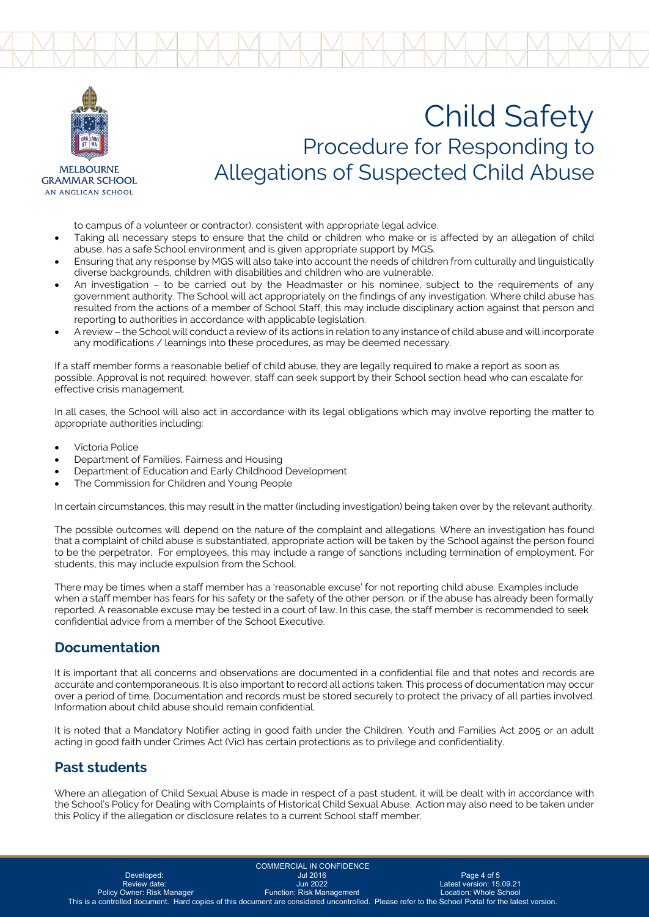to campus of a volunteer or contractor), consistent with appropriate legal advice.

- Taking all necessary steps to ensure that the child or children who make or is affected by an allegation of child abuse, has a safe School environment and is given appropriate support by MGS.
- Ensuring that any response by MGS will also take into account the needs of children from culturally and linguistically diverse backgrounds, children with disabilities and children who are vulnerable.
- An investigation – to be carried out by the Headmaster or his nominee, subject to the requirements of any government authority. The School will act appropriately on the findings of any investigation. Where child abuse has resulted from the actions of a member of School Staff, this may include disciplinary action against that person and reporting to authorities in accordance with applicable legislation.
- A review – the School will conduct a review of its actions in relation to any instance of child abuse and will incorporate any modifications / learnings into these procedures, as may be deemed necessary.

If a staff member forms a reasonable belief of child abuse, they are legally required to make a report as soon as possible. Approval is not required; however, staff can seek support by their School section head who can escalate for effective crisis management.

In all cases, the School will also act in accordance with its legal obligations which may involve reporting the matter to appropriate authorities including:

- Victoria Police
- Department of Families, Fairness and Housing
- Department of Education and Early Childhood Development
- The Commission for Children and Young People

In certain circumstances, this may result in the matter (including investigation) being taken over by the relevant authority.

The possible outcomes will depend on the nature of the complaint and allegations. Where an investigation has found that a complaint of child abuse is substantiated, appropriate action will be taken by the School against the person found to be the perpetrator. For employees, this may include a range of sanctions including termination of employment. For students, this may include expulsion from the School.

There may be times when a staff member has a 'reasonable excuse' for not reporting child abuse. Examples include when a staff member has fears for his safety or the safety of the other person, or if the abuse has already been formally reported. A reasonable excuse may be tested in a court of law. In this case, the staff member is recommended to seek confidential advice from a member of the School Executive.

## Documentation

It is important that all concerns and observations are documented in a confidential file and that notes and records are accurate and contemporaneous. It is also important to record all actions taken. This process of documentation may occur over a period of time. Documentation and records must be stored securely to protect the privacy of all parties involved. Information about child abuse should remain confidential.

It is noted that a Mandatory Notifier acting in good faith under the Children, Youth and Families Act 2005 or an adult acting in good faith under Crimes Act (Vic) has certain protections as to privilege and confidentiality.

## Past students

Where an allegation of Child Sexual Abuse is made in respect of a past student, it will be dealt with in accordance with the School's Policy for Dealing with Complaints of Historical Child Sexual Abuse. Action may also need to be taken under this Policy if the allegation or disclosure relates to a current School staff member.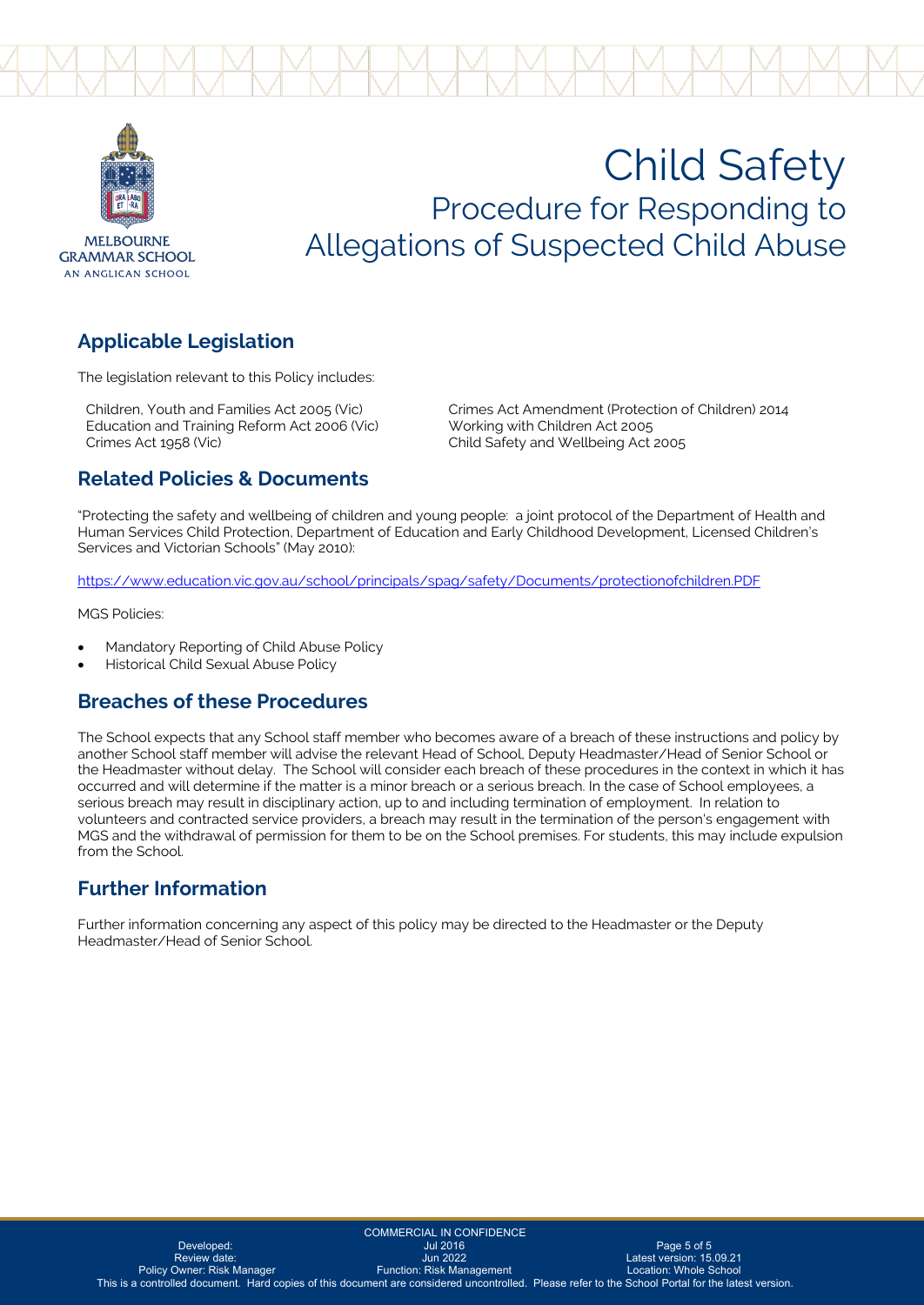# Child Safety

## Procedure for Responding to Allegations of Suspected Child Abuse

## Applicable Legislation

The legislation relevant to this Policy includes:

Children, Youth and Families Act 2005 (Vic)
Education and Training Reform Act 2006 (Vic)
Crimes Act 1958 (Vic)
Crimes Act Amendment (Protection of Children) 2014
Working with Children Act 2005
Child Safety and Wellbeing Act 2005

## Related Policies & Documents

"Protecting the safety and wellbeing of children and young people: a joint protocol of the Department of Health and Human Services Child Protection, Department of Education and Early Childhood Development, Licensed Children's Services and Victorian Schools" (May 2010):

https://www.education.vic.gov.au/school/principals/spag/safety/Documents/protectionofchildren.PDF

MGS Policies:

- Mandatory Reporting of Child Abuse Policy
- Historical Child Sexual Abuse Policy

## Breaches of these Procedures

The School expects that any School staff member who becomes aware of a breach of these instructions and policy by another School staff member will advise the relevant Head of School, Deputy Headmaster/Head of Senior School or the Headmaster without delay. The School will consider each breach of these procedures in the context in which it has occurred and will determine if the matter is a minor breach or a serious breach. In the case of School employees, a serious breach may result in disciplinary action, up to and including termination of employment. In relation to volunteers and contracted service providers, a breach may result in the termination of the person's engagement with MGS and the withdrawal of permission for them to be on the School premises. For students, this may include expulsion from the School.

## Further Information

Further information concerning any aspect of this policy may be directed to the Headmaster or the Deputy Headmaster/Head of Senior School.